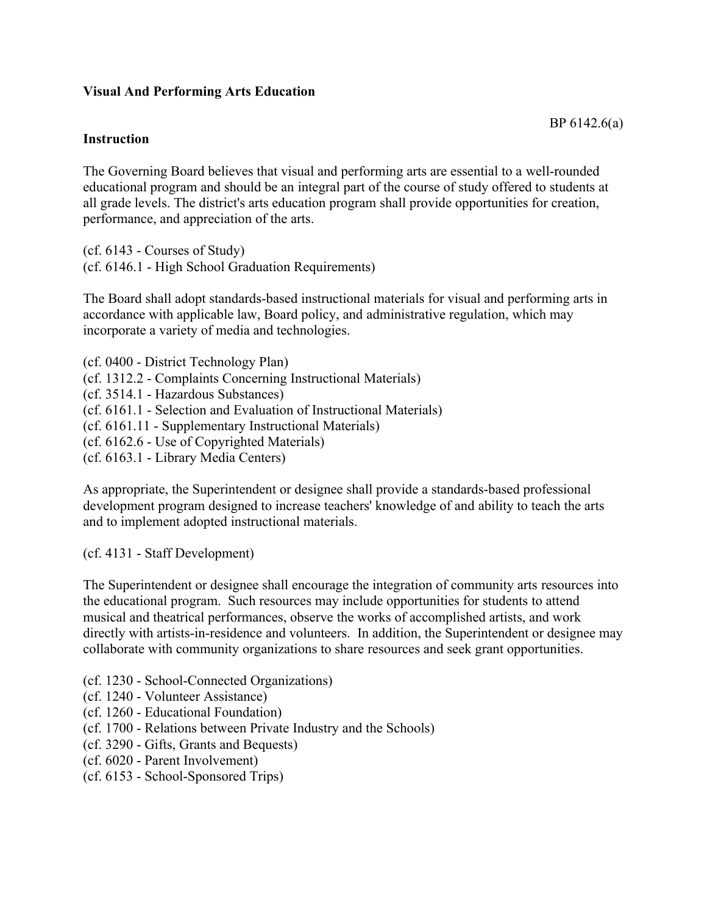**Visual And Performing Arts Education**

BP 6142.6(a)

**Instruction**

The Governing Board believes that visual and performing arts are essential to a well-rounded educational program and should be an integral part of the course of study offered to students at all grade levels. The district's arts education program shall provide opportunities for creation, performance, and appreciation of the arts.

(cf. 6143 - Courses of Study)
(cf. 6146.1 - High School Graduation Requirements)

The Board shall adopt standards-based instructional materials for visual and performing arts in accordance with applicable law, Board policy, and administrative regulation, which may incorporate a variety of media and technologies.

(cf. 0400 - District Technology Plan)
(cf. 1312.2 - Complaints Concerning Instructional Materials)
(cf. 3514.1 - Hazardous Substances)
(cf. 6161.1 - Selection and Evaluation of Instructional Materials)
(cf. 6161.11 - Supplementary Instructional Materials)
(cf. 6162.6 - Use of Copyrighted Materials)
(cf. 6163.1 - Library Media Centers)

As appropriate, the Superintendent or designee shall provide a standards-based professional development program designed to increase teachers' knowledge of and ability to teach the arts and to implement adopted instructional materials.

(cf. 4131 - Staff Development)

The Superintendent or designee shall encourage the integration of community arts resources into the educational program. Such resources may include opportunities for students to attend musical and theatrical performances, observe the works of accomplished artists, and work directly with artists-in-residence and volunteers. In addition, the Superintendent or designee may collaborate with community organizations to share resources and seek grant opportunities.

(cf. 1230 - School-Connected Organizations)
(cf. 1240 - Volunteer Assistance)
(cf. 1260 - Educational Foundation)
(cf. 1700 - Relations between Private Industry and the Schools)
(cf. 3290 - Gifts, Grants and Bequests)
(cf. 6020 - Parent Involvement)
(cf. 6153 - School-Sponsored Trips)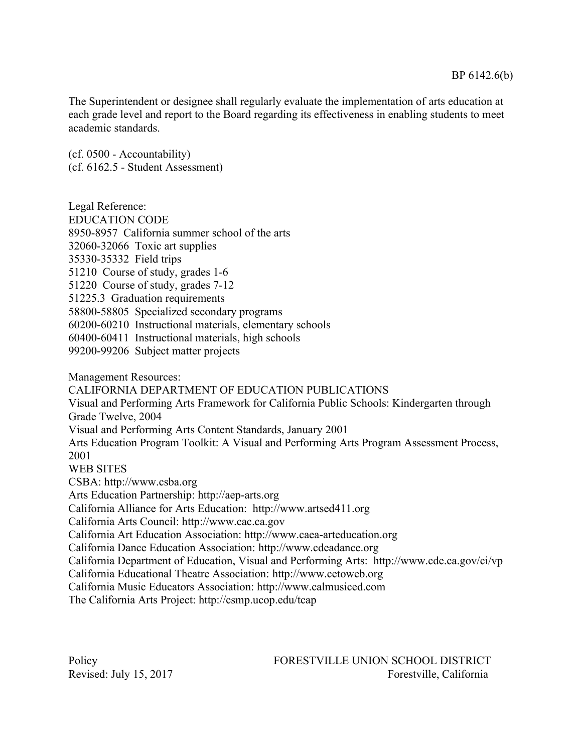The Superintendent or designee shall regularly evaluate the implementation of arts education at each grade level and report to the Board regarding its effectiveness in enabling students to meet academic standards.

(cf. 0500 - Accountability)
(cf. 6162.5 - Student Assessment)

Legal Reference:
EDUCATION CODE
8950-8957 California summer school of the arts
32060-32066 Toxic art supplies
35330-35332 Field trips
51210 Course of study, grades 1-6
51220 Course of study, grades 7-12
51225.3 Graduation requirements
58800-58805 Specialized secondary programs
60200-60210 Instructional materials, elementary schools
60400-60411 Instructional materials, high schools
99200-99206 Subject matter projects

Management Resources:
CALIFORNIA DEPARTMENT OF EDUCATION PUBLICATIONS
Visual and Performing Arts Framework for California Public Schools: Kindergarten through Grade Twelve, 2004
Visual and Performing Arts Content Standards, January 2001
Arts Education Program Toolkit: A Visual and Performing Arts Program Assessment Process, 2001
WEB SITES
CSBA: http://www.csba.org
Arts Education Partnership: http://aep-arts.org
California Alliance for Arts Education: http://www.artsed411.org
California Arts Council: http://www.cac.ca.gov
California Art Education Association: http://www.caea-arteducation.org
California Dance Education Association: http://www.cdeadance.org
California Department of Education, Visual and Performing Arts: http://www.cde.ca.gov/ci/vp
California Educational Theatre Association: http://www.cetoweb.org
California Music Educators Association: http://www.calmusiced.com
The California Arts Project: http://csmp.ucop.edu/tcap

Policy
Revised: July 15, 2017

FORESTVILLE UNION SCHOOL DISTRICT
Forestville, California